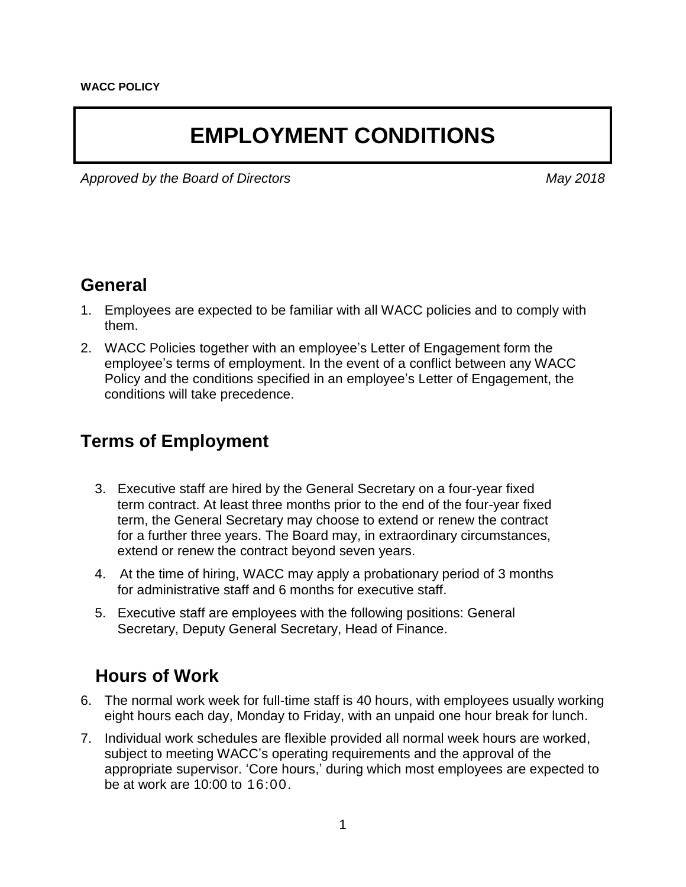**WACC POLICY**

# EMPLOYMENT CONDITIONS

*Approved by the Board of Directors* *May 2018*

## General

1. Employees are expected to be familiar with all WACC policies and to comply with them.
2. WACC Policies together with an employee's Letter of Engagement form the employee's terms of employment. In the event of a conflict between any WACC Policy and the conditions specified in an employee's Letter of Engagement, the conditions will take precedence.

## Terms of Employment

3. Executive staff are hired by the General Secretary on a four-year fixed term contract. At least three months prior to the end of the four-year fixed term, the General Secretary may choose to extend or renew the contract for a further three years. The Board may, in extraordinary circumstances, extend or renew the contract beyond seven years.
4. At the time of hiring, WACC may apply a probationary period of 3 months for administrative staff and 6 months for executive staff.
5. Executive staff are employees with the following positions: General Secretary, Deputy General Secretary, Head of Finance.

## Hours of Work

6. The normal work week for full-time staff is 40 hours, with employees usually working eight hours each day, Monday to Friday, with an unpaid one hour break for lunch.
7. Individual work schedules are flexible provided all normal week hours are worked, subject to meeting WACC's operating requirements and the approval of the appropriate supervisor. 'Core hours,' during which most employees are expected to be at work are 10:00 to 16:00.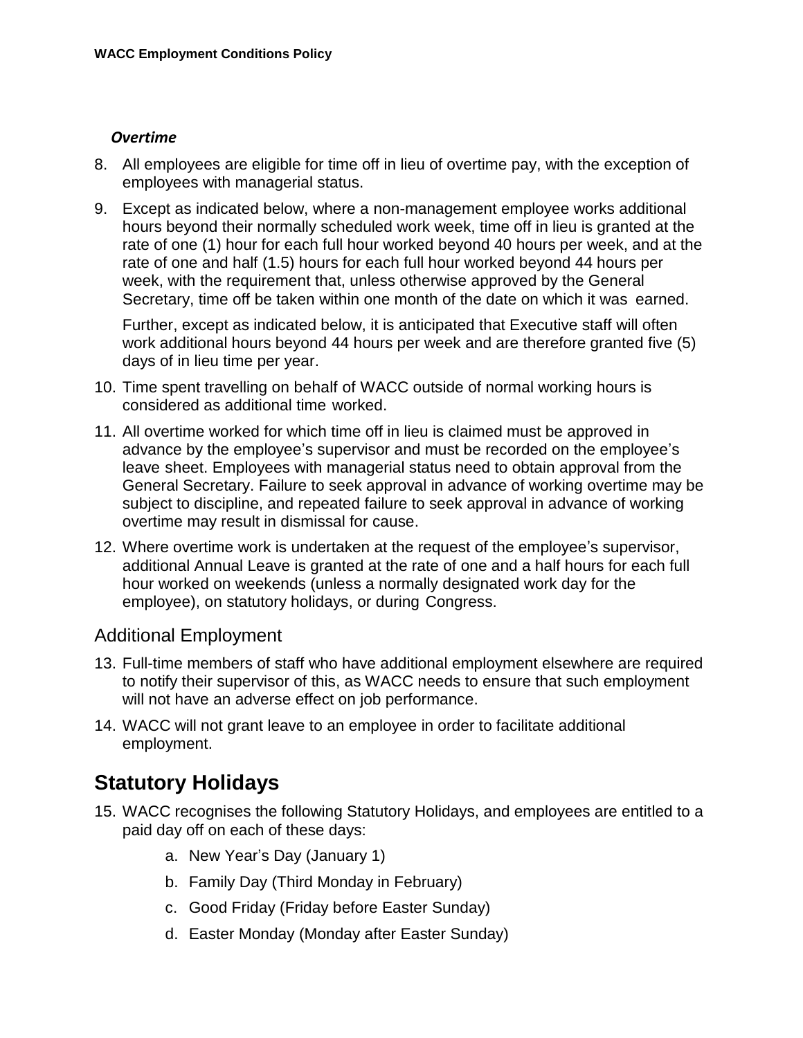### *Overtime*

8. All employees are eligible for time off in lieu of overtime pay, with the exception of employees with managerial status.

9. Except as indicated below, where a non-management employee works additional hours beyond their normally scheduled work week, time off in lieu is granted at the rate of one (1) hour for each full hour worked beyond 40 hours per week, and at the rate of one and half (1.5) hours for each full hour worked beyond 44 hours per week, with the requirement that, unless otherwise approved by the General Secretary, time off be taken within one month of the date on which it was earned.

   Further, except as indicated below, it is anticipated that Executive staff will often work additional hours beyond 44 hours per week and are therefore granted five (5) days of in lieu time per year.

10. Time spent travelling on behalf of WACC outside of normal working hours is considered as additional time worked.

11. All overtime worked for which time off in lieu is claimed must be approved in advance by the employee's supervisor and must be recorded on the employee's leave sheet. Employees with managerial status need to obtain approval from the General Secretary. Failure to seek approval in advance of working overtime may be subject to discipline, and repeated failure to seek approval in advance of working overtime may result in dismissal for cause.

12. Where overtime work is undertaken at the request of the employee's supervisor, additional Annual Leave is granted at the rate of one and a half hours for each full hour worked on weekends (unless a normally designated work day for the employee), on statutory holidays, or during Congress.

## Additional Employment

13. Full-time members of staff who have additional employment elsewhere are required to notify their supervisor of this, as WACC needs to ensure that such employment will not have an adverse effect on job performance.

14. WACC will not grant leave to an employee in order to facilitate additional employment.

# Statutory Holidays

15. WACC recognises the following Statutory Holidays, and employees are entitled to a paid day off on each of these days:

    a. New Year's Day (January 1)

    b. Family Day (Third Monday in February)

    c. Good Friday (Friday before Easter Sunday)

    d. Easter Monday (Monday after Easter Sunday)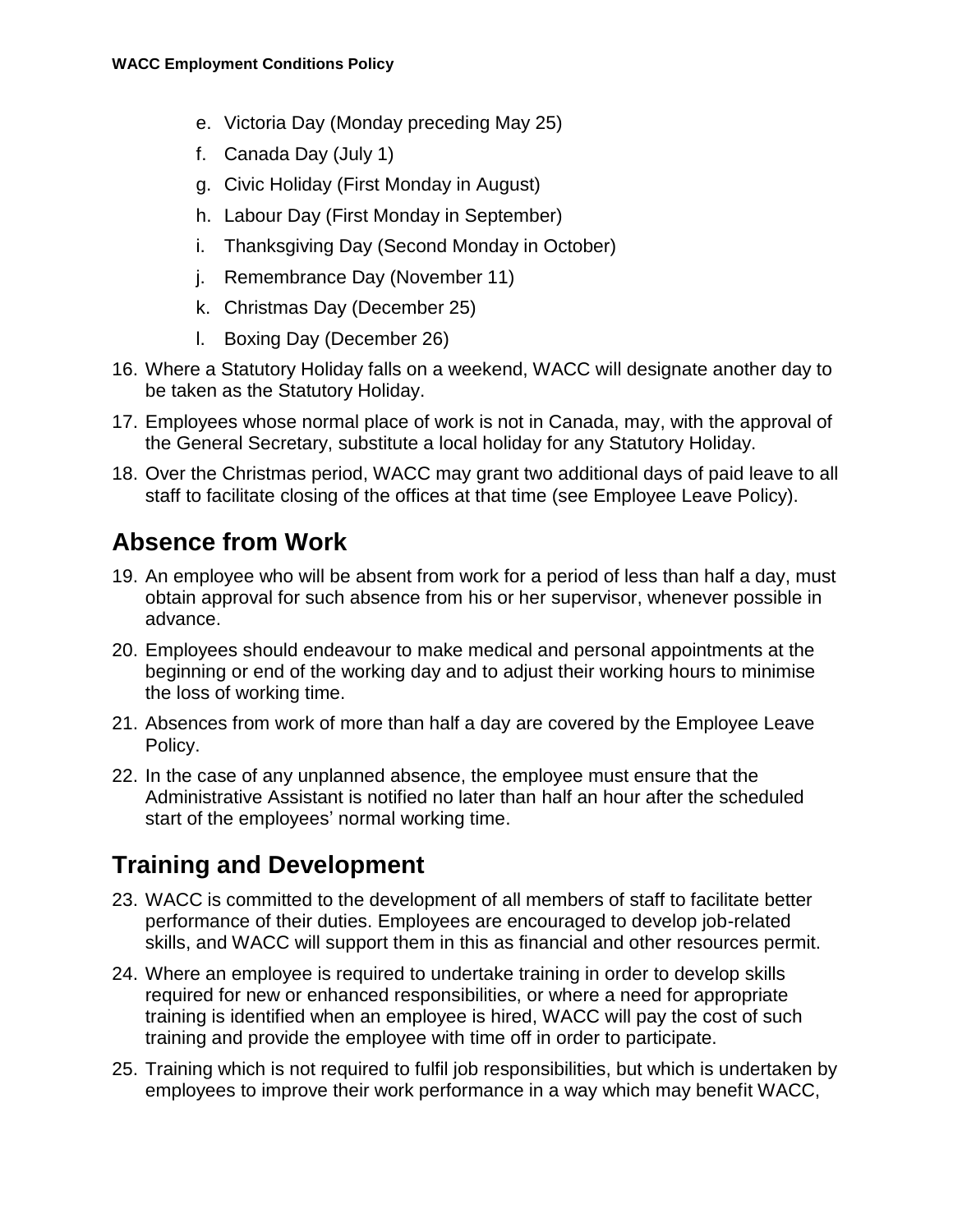e. Victoria Day (Monday preceding May 25)
f. Canada Day (July 1)
g. Civic Holiday (First Monday in August)
h. Labour Day (First Monday in September)
i. Thanksgiving Day (Second Monday in October)
j. Remembrance Day (November 11)
k. Christmas Day (December 25)
l. Boxing Day (December 26)

16. Where a Statutory Holiday falls on a weekend, WACC will designate another day to be taken as the Statutory Holiday.
17. Employees whose normal place of work is not in Canada, may, with the approval of the General Secretary, substitute a local holiday for any Statutory Holiday.
18. Over the Christmas period, WACC may grant two additional days of paid leave to all staff to facilitate closing of the offices at that time (see Employee Leave Policy).

## Absence from Work

19. An employee who will be absent from work for a period of less than half a day, must obtain approval for such absence from his or her supervisor, whenever possible in advance.
20. Employees should endeavour to make medical and personal appointments at the beginning or end of the working day and to adjust their working hours to minimise the loss of working time.
21. Absences from work of more than half a day are covered by the Employee Leave Policy.
22. In the case of any unplanned absence, the employee must ensure that the Administrative Assistant is notified no later than half an hour after the scheduled start of the employees' normal working time.

## Training and Development

23. WACC is committed to the development of all members of staff to facilitate better performance of their duties. Employees are encouraged to develop job-related skills, and WACC will support them in this as financial and other resources permit.
24. Where an employee is required to undertake training in order to develop skills required for new or enhanced responsibilities, or where a need for appropriate training is identified when an employee is hired, WACC will pay the cost of such training and provide the employee with time off in order to participate.
25. Training which is not required to fulfil job responsibilities, but which is undertaken by employees to improve their work performance in a way which may benefit WACC,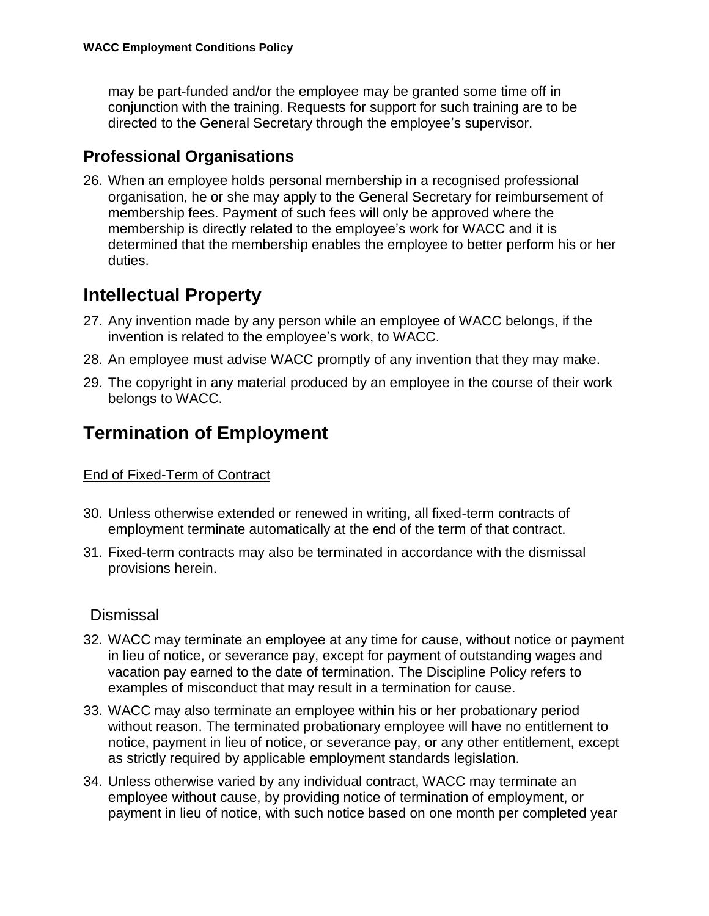may be part-funded and/or the employee may be granted some time off in conjunction with the training. Requests for support for such training are to be directed to the General Secretary through the employee's supervisor.

### Professional Organisations

26. When an employee holds personal membership in a recognised professional organisation, he or she may apply to the General Secretary for reimbursement of membership fees. Payment of such fees will only be approved where the membership is directly related to the employee's work for WACC and it is determined that the membership enables the employee to better perform his or her duties.

## Intellectual Property

27. Any invention made by any person while an employee of WACC belongs, if the invention is related to the employee's work, to WACC.
28. An employee must advise WACC promptly of any invention that they may make.
29. The copyright in any material produced by an employee in the course of their work belongs to WACC.

## Termination of Employment

<u>End of Fixed-Term of Contract</u>

30. Unless otherwise extended or renewed in writing, all fixed-term contracts of employment terminate automatically at the end of the term of that contract.
31. Fixed-term contracts may also be terminated in accordance with the dismissal provisions herein.

Dismissal

32. WACC may terminate an employee at any time for cause, without notice or payment in lieu of notice, or severance pay, except for payment of outstanding wages and vacation pay earned to the date of termination. The Discipline Policy refers to examples of misconduct that may result in a termination for cause.
33. WACC may also terminate an employee within his or her probationary period without reason. The terminated probationary employee will have no entitlement to notice, payment in lieu of notice, or severance pay, or any other entitlement, except as strictly required by applicable employment standards legislation.
34. Unless otherwise varied by any individual contract, WACC may terminate an employee without cause, by providing notice of termination of employment, or payment in lieu of notice, with such notice based on one month per completed year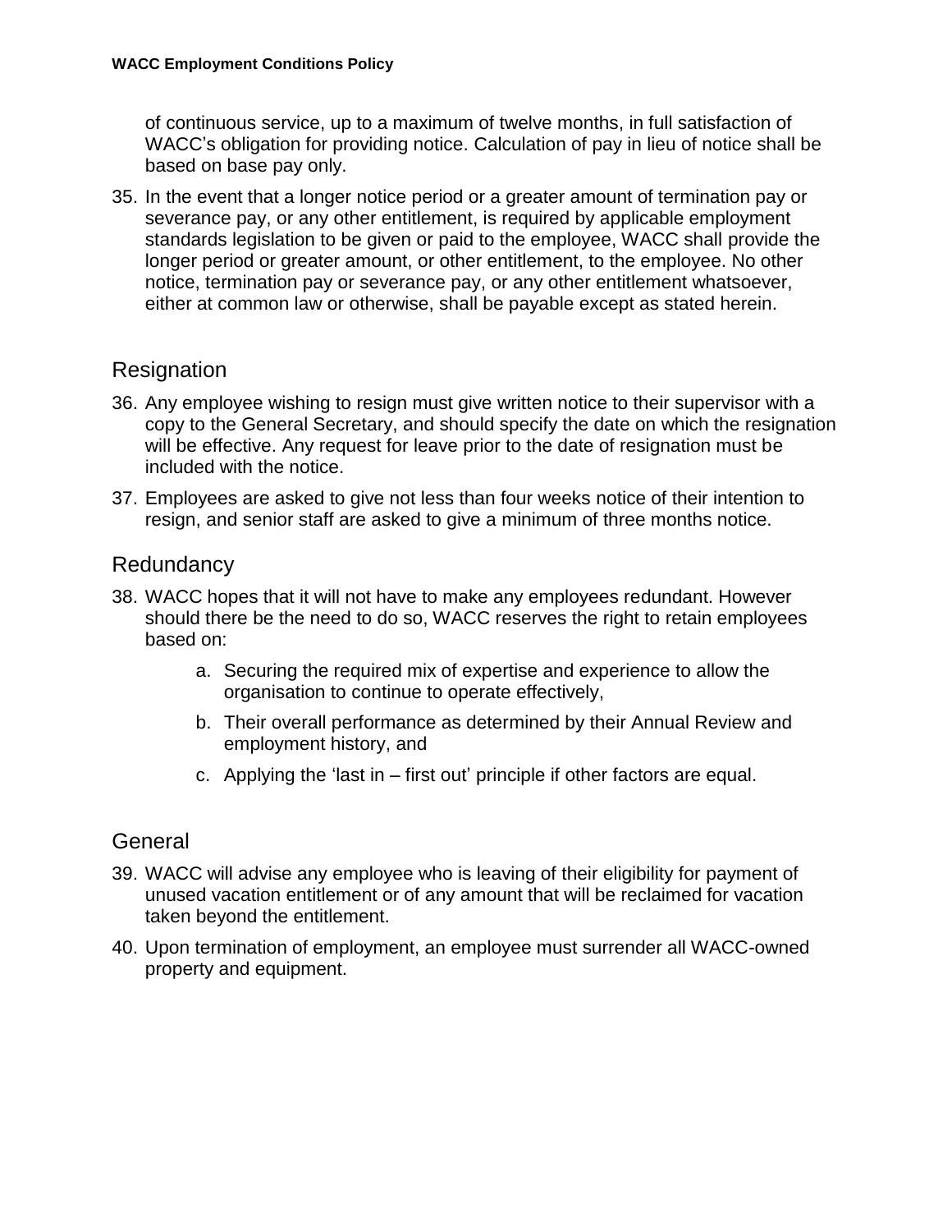of continuous service, up to a maximum of twelve months, in full satisfaction of WACC's obligation for providing notice. Calculation of pay in lieu of notice shall be based on base pay only.

35. In the event that a longer notice period or a greater amount of termination pay or severance pay, or any other entitlement, is required by applicable employment standards legislation to be given or paid to the employee, WACC shall provide the longer period or greater amount, or other entitlement, to the employee. No other notice, termination pay or severance pay, or any other entitlement whatsoever, either at common law or otherwise, shall be payable except as stated herein.

## Resignation

36. Any employee wishing to resign must give written notice to their supervisor with a copy to the General Secretary, and should specify the date on which the resignation will be effective. Any request for leave prior to the date of resignation must be included with the notice.
37. Employees are asked to give not less than four weeks notice of their intention to resign, and senior staff are asked to give a minimum of three months notice.

## Redundancy

38. WACC hopes that it will not have to make any employees redundant. However should there be the need to do so, WACC reserves the right to retain employees based on:
    a. Securing the required mix of expertise and experience to allow the organisation to continue to operate effectively,
    b. Their overall performance as determined by their Annual Review and employment history, and
    c. Applying the 'last in – first out' principle if other factors are equal.

## General

39. WACC will advise any employee who is leaving of their eligibility for payment of unused vacation entitlement or of any amount that will be reclaimed for vacation taken beyond the entitlement.
40. Upon termination of employment, an employee must surrender all WACC-owned property and equipment.